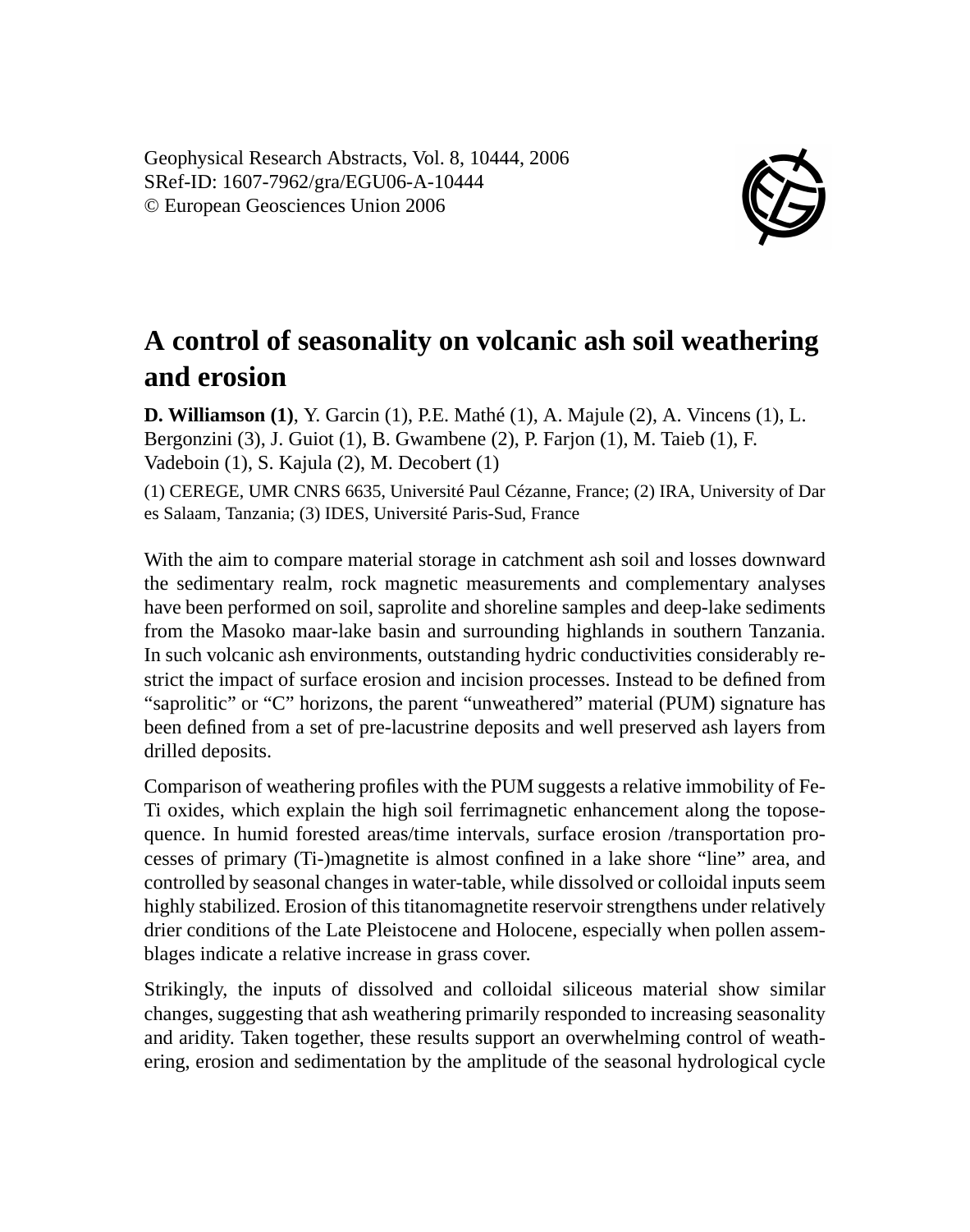Geophysical Research Abstracts, Vol. 8, 10444, 2006
SRef-ID: 1607-7962/gra/EGU06-A-10444
© European Geosciences Union 2006

# A control of seasonality on volcanic ash soil weathering and erosion

**D. Williamson (1)**, Y. Garcin (1), P.E. Mathé (1), A. Majule (2), A. Vincens (1), L. Bergonzini (3), J. Guiot (1), B. Gwambene (2), P. Farjon (1), M. Taieb (1), F. Vadeboin (1), S. Kajula (2), M. Decobert (1)

(1) CEREGE, UMR CNRS 6635, Université Paul Cézanne, France; (2) IRA, University of Dar es Salaam, Tanzania; (3) IDES, Université Paris-Sud, France

With the aim to compare material storage in catchment ash soil and losses downward the sedimentary realm, rock magnetic measurements and complementary analyses have been performed on soil, saprolite and shoreline samples and deep-lake sediments from the Masoko maar-lake basin and surrounding highlands in southern Tanzania. In such volcanic ash environments, outstanding hydric conductivities considerably restrict the impact of surface erosion and incision processes. Instead to be defined from "saprolitic" or "C" horizons, the parent "unweathered" material (PUM) signature has been defined from a set of pre-lacustrine deposits and well preserved ash layers from drilled deposits.

Comparison of weathering profiles with the PUM suggests a relative immobility of Fe-Ti oxides, which explain the high soil ferrimagnetic enhancement along the toposequence. In humid forested areas/time intervals, surface erosion /transportation processes of primary (Ti-)magnetite is almost confined in a lake shore "line" area, and controlled by seasonal changes in water-table, while dissolved or colloidal inputs seem highly stabilized. Erosion of this titanomagnetite reservoir strengthens under relatively drier conditions of the Late Pleistocene and Holocene, especially when pollen assemblages indicate a relative increase in grass cover.

Strikingly, the inputs of dissolved and colloidal siliceous material show similar changes, suggesting that ash weathering primarily responded to increasing seasonality and aridity. Taken together, these results support an overwhelming control of weathering, erosion and sedimentation by the amplitude of the seasonal hydrological cycle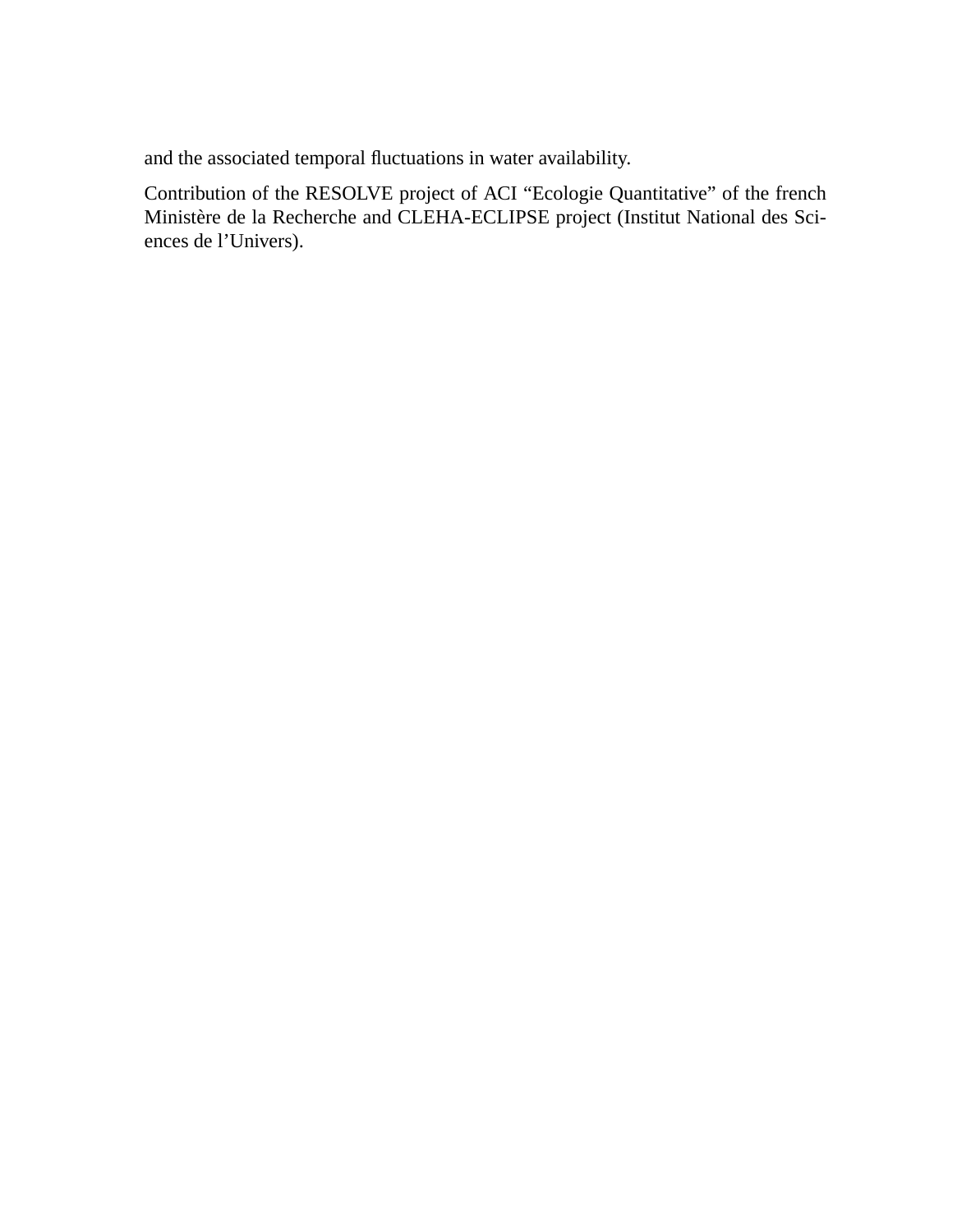and the associated temporal fluctuations in water availability.

Contribution of the RESOLVE project of ACI “Ecologie Quantitative” of the french Ministère de la Recherche and CLEHA-ECLIPSE project (Institut National des Sciences de l’Univers).